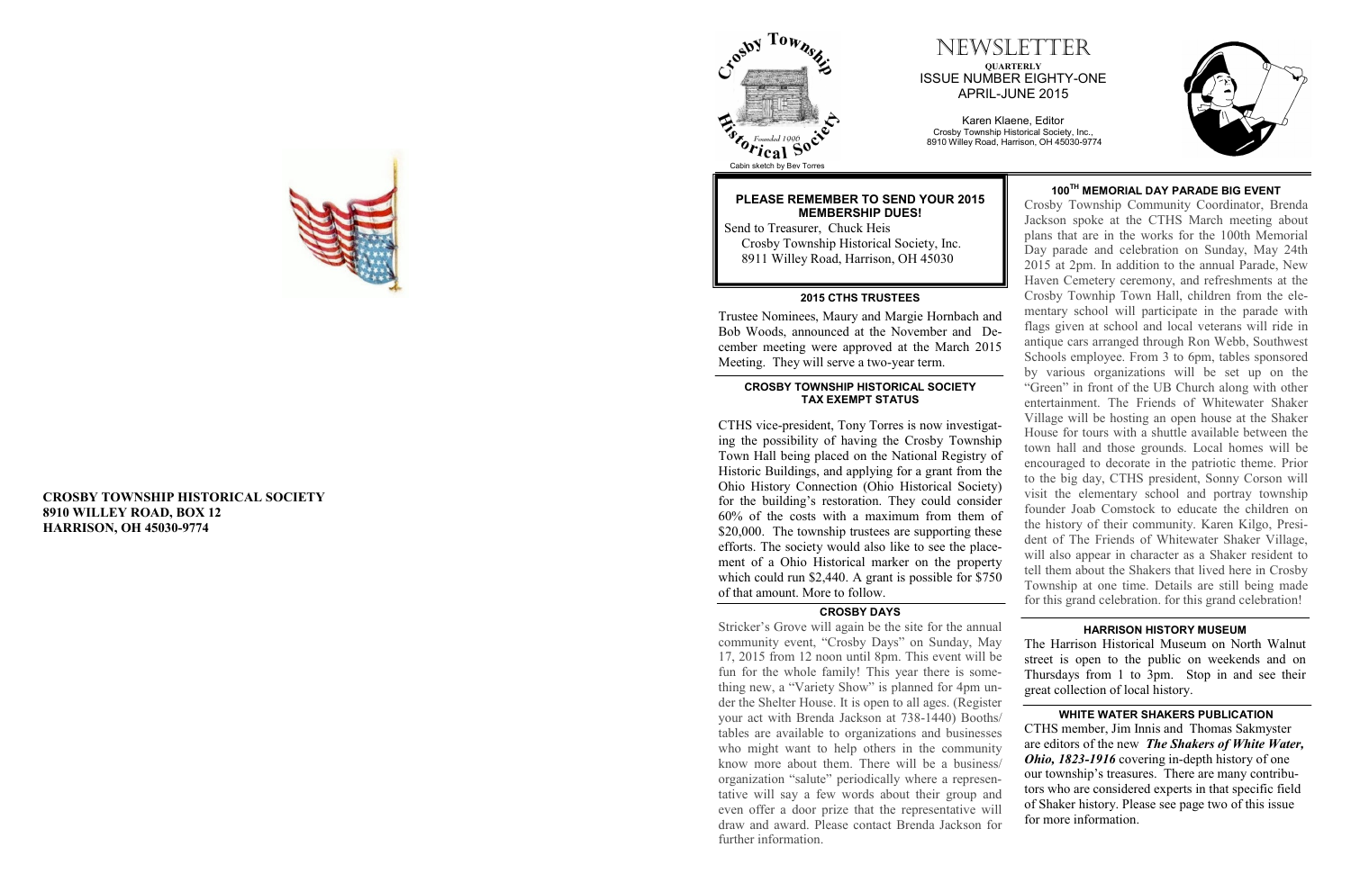CROSBY TOWNSHIP HISTORICAL SOCIETY
8910 WILLEY ROAD, BOX 12
HARRISON, OH 45030-9774

Crosby Township Historical Society
Founded 1990
Cabin sketch by Bev Torres

# NEWSLETTER

**QUARTERLY**
ISSUE NUMBER EIGHTY-ONE
APRIL-JUNE 2015

Karen Klaene, Editor
Crosby Township Historical Society, Inc.,
8910 Willey Road, Harrison, OH 45030-9774

### PLEASE REMEMBER TO SEND YOUR 2015 MEMBERSHIP DUES!

Send to Treasurer, Chuck Heis
Crosby Township Historical Society, Inc.
8911 Willey Road, Harrison, OH 45030

### 2015 CTHS TRUSTEES

Trustee Nominees, Maury and Margie Hornbach and Bob Woods, announced at the November and December meeting were approved at the March 2015 Meeting. They will serve a two-year term.

### CROSBY TOWNSHIP HISTORICAL SOCIETY TAX EXEMPT STATUS

CTHS vice-president, Tony Torres is now investigating the possibility of having the Crosby Township Town Hall being placed on the National Registry of Historic Buildings, and applying for a grant from the Ohio History Connection (Ohio Historical Society) for the building's restoration. They could consider 60% of the costs with a maximum from them of $20,000. The township trustees are supporting these efforts. The society would also like to see the placement of a Ohio Historical marker on the property which could run $2,440. A grant is possible for $750 of that amount. More to follow.

### CROSBY DAYS

Stricker's Grove will again be the site for the annual community event, "Crosby Days" on Sunday, May 17, 2015 from 12 noon until 8pm. This event will be fun for the whole family! This year there is something new, a "Variety Show" is planned for 4pm under the Shelter House. It is open to all ages. (Register your act with Brenda Jackson at 738-1440) Booths/tables are available to organizations and businesses who might want to help others in the community know more about them. There will be a business/organization "salute" periodically where a representative will say a few words about their group and even offer a door prize that the representative will draw and award. Please contact Brenda Jackson for further information.

### 100TH MEMORIAL DAY PARADE BIG EVENT

Crosby Township Community Coordinator, Brenda Jackson spoke at the CTHS March meeting about plans that are in the works for the 100th Memorial Day parade and celebration on Sunday, May 24th 2015 at 2pm. In addition to the annual Parade, New Haven Cemetery ceremony, and refreshments at the Crosby Townhip Town Hall, children from the elementary school will participate in the parade with flags given at school and local veterans will ride in antique cars arranged through Ron Webb, Southwest Schools employee. From 3 to 6pm, tables sponsored by various organizations will be set up on the "Green" in front of the UB Church along with other entertainment. The Friends of Whitewater Shaker Village will be hosting an open house at the Shaker House for tours with a shuttle available between the town hall and those grounds. Local homes will be encouraged to decorate in the patriotic theme. Prior to the big day, CTHS president, Sonny Corson will visit the elementary school and portray township founder Joab Comstock to educate the children on the history of their community. Karen Kilgo, President of The Friends of Whitewater Shaker Village, will also appear in character as a Shaker resident to tell them about the Shakers that lived here in Crosby Township at one time. Details are still being made for this grand celebration. for this grand celebration!

### HARRISON HISTORY MUSEUM

The Harrison Historical Museum on North Walnut street is open to the public on weekends and on Thursdays from 1 to 3pm. Stop in and see their great collection of local history.

### WHITE WATER SHAKERS PUBLICATION

CTHS member, Jim Innis and Thomas Sakmyster are editors of the new ***The Shakers of White Water, Ohio, 1823-1916*** covering in-depth history of one our township's treasures. There are many contributors who are considered experts in that specific field of Shaker history. Please see page two of this issue for more information.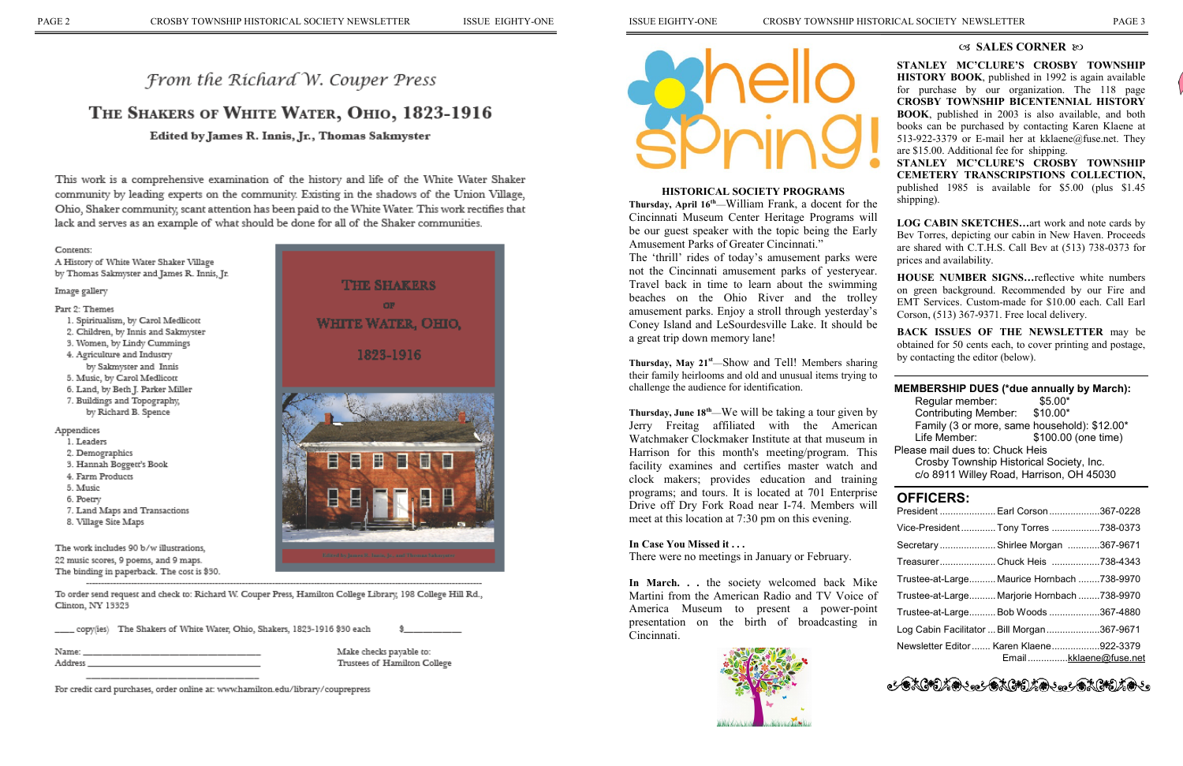*From the Richard W. Couper Press*

# The Shakers of White Water, Ohio, 1823-1916

**Edited by James R. Innis, Jr., Thomas Sakmyster**

This work is a comprehensive examination of the history and life of the White Water Shaker community by leading experts on the community. Existing in the shadows of the Union Village, Ohio, Shaker community, scant attention has been paid to the White Water. This work rectifies that lack and serves as an example of what should be done for all of the Shaker communities.

Contents:

A History of White Water Shaker Village by Thomas Sakmyster and James R. Innis, Jr.

Image gallery

Part 2: Themes

1. Spiritualism, by Carol Medlicott
2. Children, by Innis and Sakmyster
3. Women, by Lindy Cummings
4. Agriculture and Industry by Sakmyster and Innis
5. Music, by Carol Medlicott
6. Land, by Beth J. Parker Miller
7. Buildings and Topography, by Richard B. Spence

Appendices

1. Leaders
2. Demographics
3. Hannah Boggett's Book
4. Farm Products
5. Music
6. Poetry
7. Land Maps and Transactions
8. Village Site Maps

The work includes 90 b/w illustrations, 22 music scores, 9 poems, and 9 maps. The binding in paperback. The cost is $30.

THE SHAKERS OF WHITE WATER, OHIO, 1823-1916

To order send request and check to: Richard W. Couper Press, Hamilton College Library, 198 College Hill Rd., Clinton, NY 13323

____ copy(ies) The Shakers of White Water, Ohio, Shakers, 1823-1916 $30 each $___________

Name: ______________________________

Address ______________________________

Make checks payable to: Trustees of Hamilton College

For credit card purchases, order online at: www.hamilton.edu/library/couperpress

hello spring!

## HISTORICAL SOCIETY PROGRAMS

**Thursday, April 16th**—William Frank, a docent for the Cincinnati Museum Center Heritage Programs will be our guest speaker with the topic being the Early Amusement Parks of Greater Cincinnati."

The 'thrill' rides of today's amusement parks were not the Cincinnati amusement parks of yesteryear. Travel back in time to learn about the swimming beaches on the Ohio River and the trolley amusement parks. Enjoy a stroll through yesterday's Coney Island and LeSourdesville Lake. It should be a great trip down memory lane!

**Thursday, May 21st**—Show and Tell! Members sharing their family heirlooms and old and unusual items trying to challenge the audience for identification.

**Thursday, June 18th**—We will be taking a tour given by Jerry Freitag affiliated with the American Watchmaker Clockmaker Institute at that museum in Harrison for this month's meeting/program. This facility examines and certifies master watch and clock makers; provides education and training programs; and tours. It is located at 701 Enterprise Drive off Dry Fork Road near I-74. Members will meet at this location at 7:30 pm on this evening.

**In Case You Missed it . . .**

There were no meetings in January or February.

**In March. . .** the society welcomed back Mike Martini from the American Radio and TV Voice of America Museum to present a power-point presentation on the birth of broadcasting in Cincinnati.

## SALES CORNER

**STANLEY MC'CLURE'S CROSBY TOWNSHIP HISTORY BOOK**, published in 1992 is again available for purchase by our organization. The 118 page **CROSBY TOWNSHIP BICENTENNIAL HISTORY BOOK**, published in 2003 is also available, and both books can be purchased by contacting Karen Klaene at 513-922-3379 or E-mail her at kklaene@fuse.net. They are $15.00. Additional fee for shipping.

**STANLEY MC'CLURE'S CROSBY TOWNSHIP CEMETERY TRANSCRIPSTIONS COLLECTION,** published 1985 is available for $5.00 (plus $1.45 shipping).

**LOG CABIN SKETCHES…**art work and note cards by Bev Torres, depicting our cabin in New Haven. Proceeds are shared with C.T.H.S. Call Bev at (513) 738-0373 for prices and availability.

**HOUSE NUMBER SIGNS…**reflective white numbers on green background. Recommended by our Fire and EMT Services. Custom-made for $10.00 each. Call Earl Corson, (513) 367-9371. Free local delivery.

**BACK ISSUES OF THE NEWSLETTER** may be obtained for 50 cents each, to cover printing and postage, by contacting the editor (below).

**MEMBERSHIP DUES (*due annually by March):**

| | |
|---|---|
| Regular member: | $5.00* |
| Contributing Member: | $10.00* |
| Family (3 or more, same household): | $12.00* |
| Life Member: | $100.00 (one time) |

Please mail dues to: Chuck Heis
Crosby Township Historical Society, Inc.
c/o 8911 Willey Road, Harrison, OH 45030

## OFFICERS:

| | | |
|---|---|---|
| President | Earl Corson | 367-0228 |
| Vice-President | Tony Torres | 738-0373 |
| Secretary | Shirlee Morgan | 367-9671 |
| Treasurer | Chuck Heis | 738-4343 |
| Trustee-at-Large | Maurice Hornbach | 738-9970 |
| Trustee-at-Large | Marjorie Hornbach | 738-9970 |
| Trustee-at-Large | Bob Woods | 367-4880 |
| Log Cabin Facilitator | Bill Morgan | 367-9671 |
| Newsletter Editor | Karen Klaene | 922-3379 |
| | Email | kklaene@fuse.net |